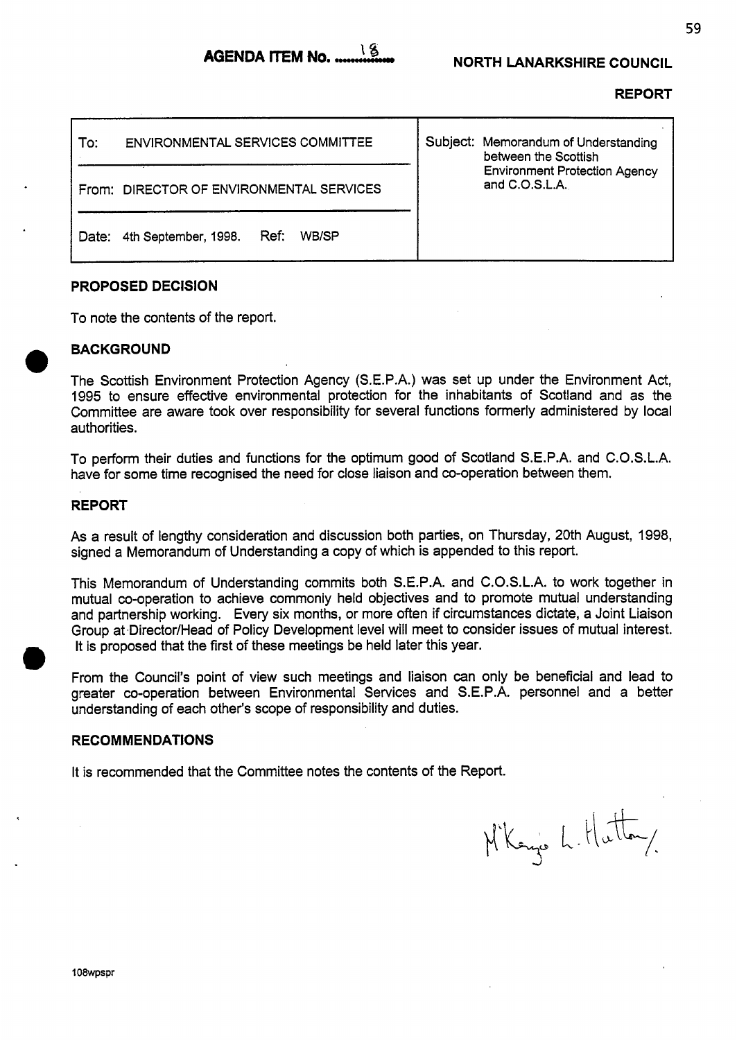**AGENDA ITEM No. 18**

**NORTH LANARKSHIRE COUNCIL**

**REPORT**

| To: ENVIRONMENTAL SERVICES COMMITTEE | Subject: Memorandum of Understanding between the Scottish Environment Protection Agency and C.O.S.L.A. |
|---|---|
| From: DIRECTOR OF ENVIRONMENTAL SERVICES | |
| Date: 4th September, 1998. Ref: WB/SP | |

## PROPOSED DECISION

To note the contents of the report.

## BACKGROUND

The Scottish Environment Protection Agency (S.E.P.A.) was set up under the Environment Act, 1995 to ensure effective environmental protection for the inhabitants of Scotland and as the Committee are aware took over responsibility for several functions formerly administered by local authorities.

To perform their duties and functions for the optimum good of Scotland S.E.P.A. and C.O.S.L.A. have for some time recognised the need for close liaison and co-operation between them.

## REPORT

As a result of lengthy consideration and discussion both parties, on Thursday, 20th August, 1998, signed a Memorandum of Understanding a copy of which is appended to this report.

This Memorandum of Understanding commits both S.E.P.A. and C.O.S.L.A. to work together in mutual co-operation to achieve commonly held objectives and to promote mutual understanding and partnership working. Every six months, or more often if circumstances dictate, a Joint Liaison Group at Director/Head of Policy Development level will meet to consider issues of mutual interest. It is proposed that the first of these meetings be held later this year.

From the Council's point of view such meetings and liaison can only be beneficial and lead to greater co-operation between Environmental Services and S.E.P.A. personnel and a better understanding of each other's scope of responsibility and duties.

## RECOMMENDATIONS

It is recommended that the Committee notes the contents of the Report.

McKenzie L. Hutton/.

108wpspr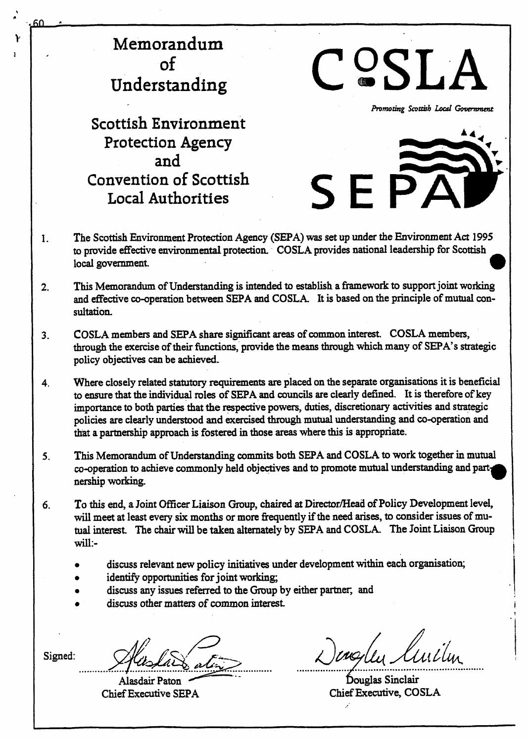# Memorandum of Understanding

## Scottish Environment Protection Agency and Convention of Scottish Local Authorities

COSLA

*Promoting Scottish Local Government*

SEPA

1. The Scottish Environment Protection Agency (SEPA) was set up under the Environment Act 1995 to provide effective environmental protection. COSLA provides national leadership for Scottish local government.

2. This Memorandum of Understanding is intended to establish a framework to support joint working and effective co-operation between SEPA and COSLA. It is based on the principle of mutual consultation.

3. COSLA members and SEPA share significant areas of common interest. COSLA members, through the exercise of their functions, provide the means through which many of SEPA's strategic policy objectives can be achieved.

4. Where closely related statutory requirements are placed on the separate organisations it is beneficial to ensure that the individual roles of SEPA and councils are clearly defined. It is therefore of key importance to both parties that the respective powers, duties, discretionary activities and strategic policies are clearly understood and exercised through mutual understanding and co-operation and that a partnership approach is fostered in those areas where this is appropriate.

5. This Memorandum of Understanding commits both SEPA and COSLA to work together in mutual co-operation to achieve commonly held objectives and to promote mutual understanding and partnership working.

6. To this end, a Joint Officer Liaison Group, chaired at Director/Head of Policy Development level, will meet at least every six months or more frequently if the need arises, to consider issues of mutual interest. The chair will be taken alternately by SEPA and COSLA. The Joint Liaison Group will:-

   - discuss relevant new policy initiatives under development within each organisation;
   - identify opportunities for joint working;
   - discuss any issues referred to the Group by either partner; and
   - discuss other matters of common interest.

Signed:

Alasdair Paton
Chief Executive SEPA

Douglas Sinclair
Chief Executive, COSLA